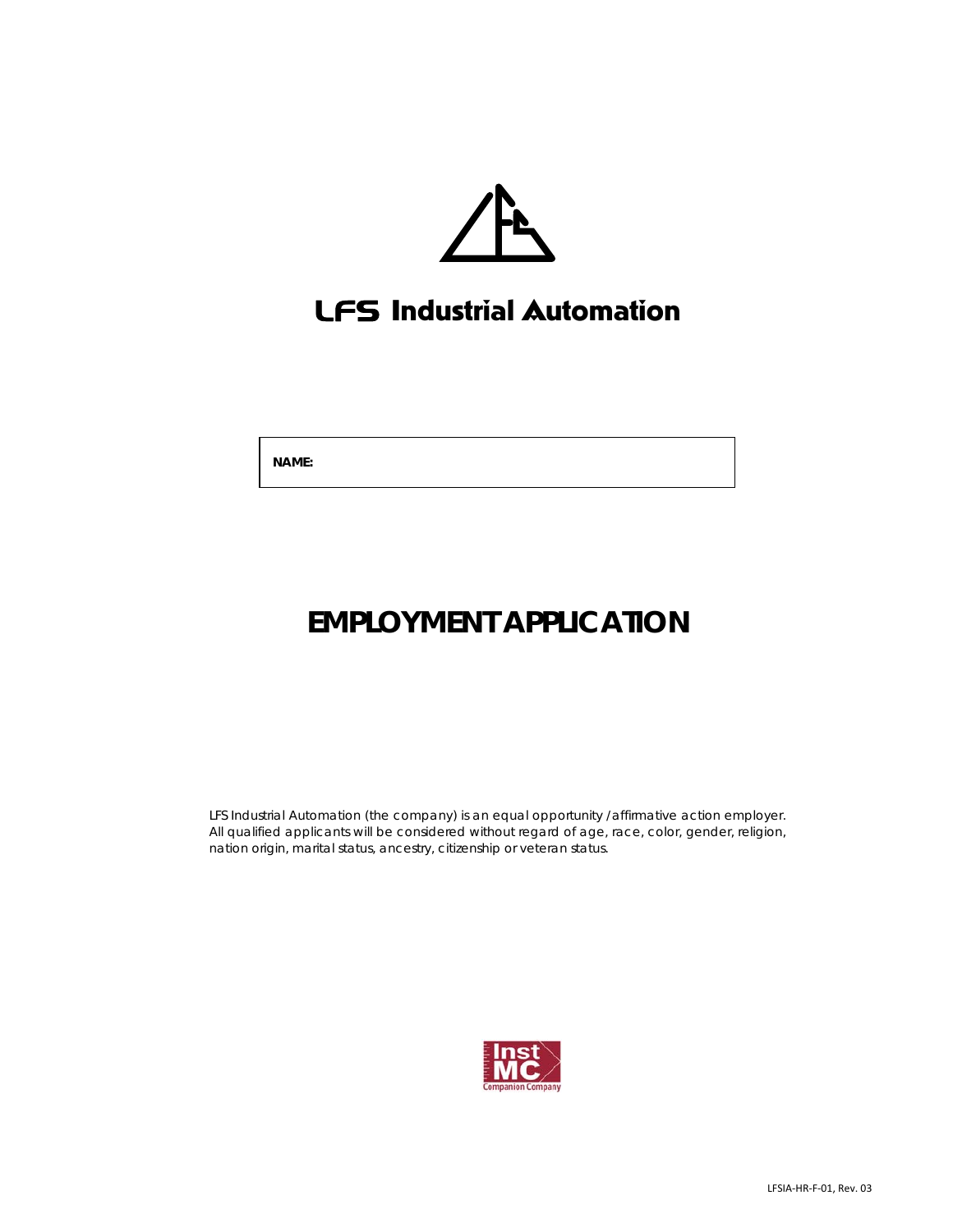# LFS Industrial Automation

| NAME: |
|---|

# EMPLOYMENT APPLICATION

LFS Industrial Automation (the company) is an equal opportunity /affirmative action employer. All qualified applicants will be considered without regard of age, race, color, gender, religion, nation origin, marital status, ancestry, citizenship or veteran status.

Inst MC Companion Company

LFSIA-HR-F-01, Rev. 03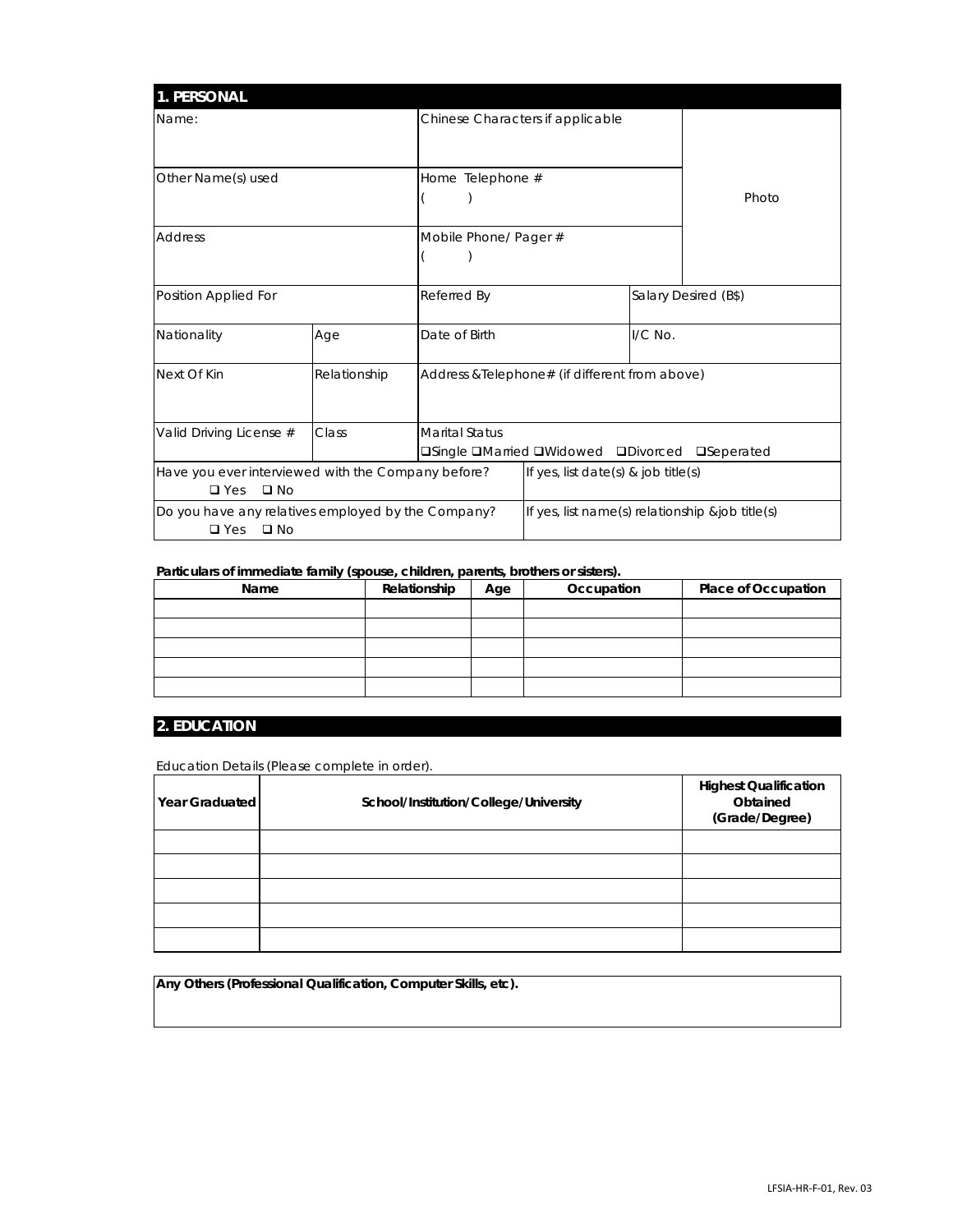## 1. PERSONAL

| Name: | | Chinese Characters if applicable | | | Photo |
|---|---|---|---|---|---|
| Other Name(s) used | | Home Telephone # ( ) | | | |
| Address | | Mobile Phone/ Pager # ( ) | | | |
| Position Applied For | | Referred By | | Salary Desired (B$) | |
| Nationality | Age | Date of Birth | | I/C No. | |
| Next Of Kin | Relationship | Address &Telephone# (if different from above) | | | |
| Valid Driving License # | Class | Marital Status ❑Single ❑Married ❑Widowed ❑Divorced ❑Seperated | | | |
| Have you ever interviewed with the Company before? ❑ Yes ❑ No | | | If yes, list date(s) & job title(s) | | |
| Do you have any relatives employed by the Company? ❑ Yes ❑ No | | | If yes, list name(s) relationship &job title(s) | | |

**Particulars of immediate family (spouse, children, parents, brothers or sisters).**

| Name | Relationship | Age | Occupation | Place of Occupation |
|---|---|---|---|---|
| | | | | |
| | | | | |
| | | | | |
| | | | | |
| | | | | |

## 2. EDUCATION

Education Details (Please complete in order).

| Year Graduated | School/Institution/College/University | Highest Qualification Obtained (Grade/Degree) |
|---|---|---|
| | | |
| | | |
| | | |
| | | |
| | | |

| Any Others (Professional Qualification, Computer Skills, etc). |
|---|
| |

LFSIA-HR-F-01, Rev. 03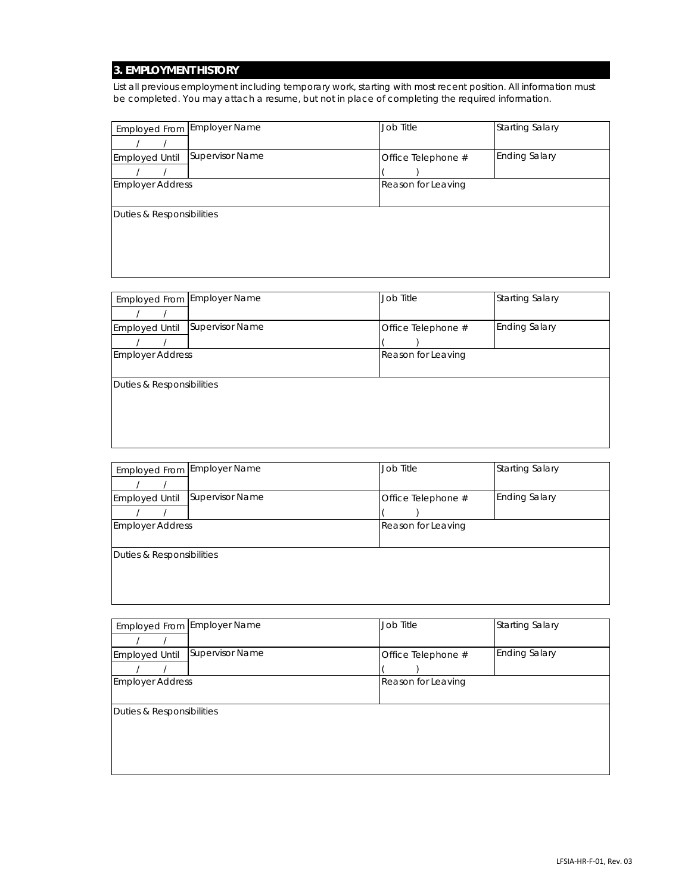## 3. EMPLOYMENT HISTORY

*List all previous employment including temporary work, starting with most recent position. All information must be completed. You may attach a resume, but not in place of completing the required information.*

| Employed From<br>/ / | Employer Name | Job Title | Starting Salary |
|---|---|---|---|
| Employed Until<br>/ / | Supervisor Name | Office Telephone #<br>( ) | Ending Salary |
| Employer Address | | Reason for Leaving | |
| Duties & Responsibilities | | | |

| Employed From<br>/ / | Employer Name | Job Title | Starting Salary |
|---|---|---|---|
| Employed Until<br>/ / | Supervisor Name | Office Telephone #<br>( ) | Ending Salary |
| Employer Address | | Reason for Leaving | |
| Duties & Responsibilities | | | |

| Employed From<br>/ / | Employer Name | Job Title | Starting Salary |
|---|---|---|---|
| Employed Until<br>/ / | Supervisor Name | Office Telephone #<br>( ) | Ending Salary |
| Employer Address | | Reason for Leaving | |
| Duties & Responsibilities | | | |

| Employed From<br>/ / | Employer Name | Job Title | Starting Salary |
|---|---|---|---|
| Employed Until<br>/ / | Supervisor Name | Office Telephone #<br>( ) | Ending Salary |
| Employer Address | | Reason for Leaving | |
| Duties & Responsibilities | | | |

LFSIA-HR-F-01, Rev. 03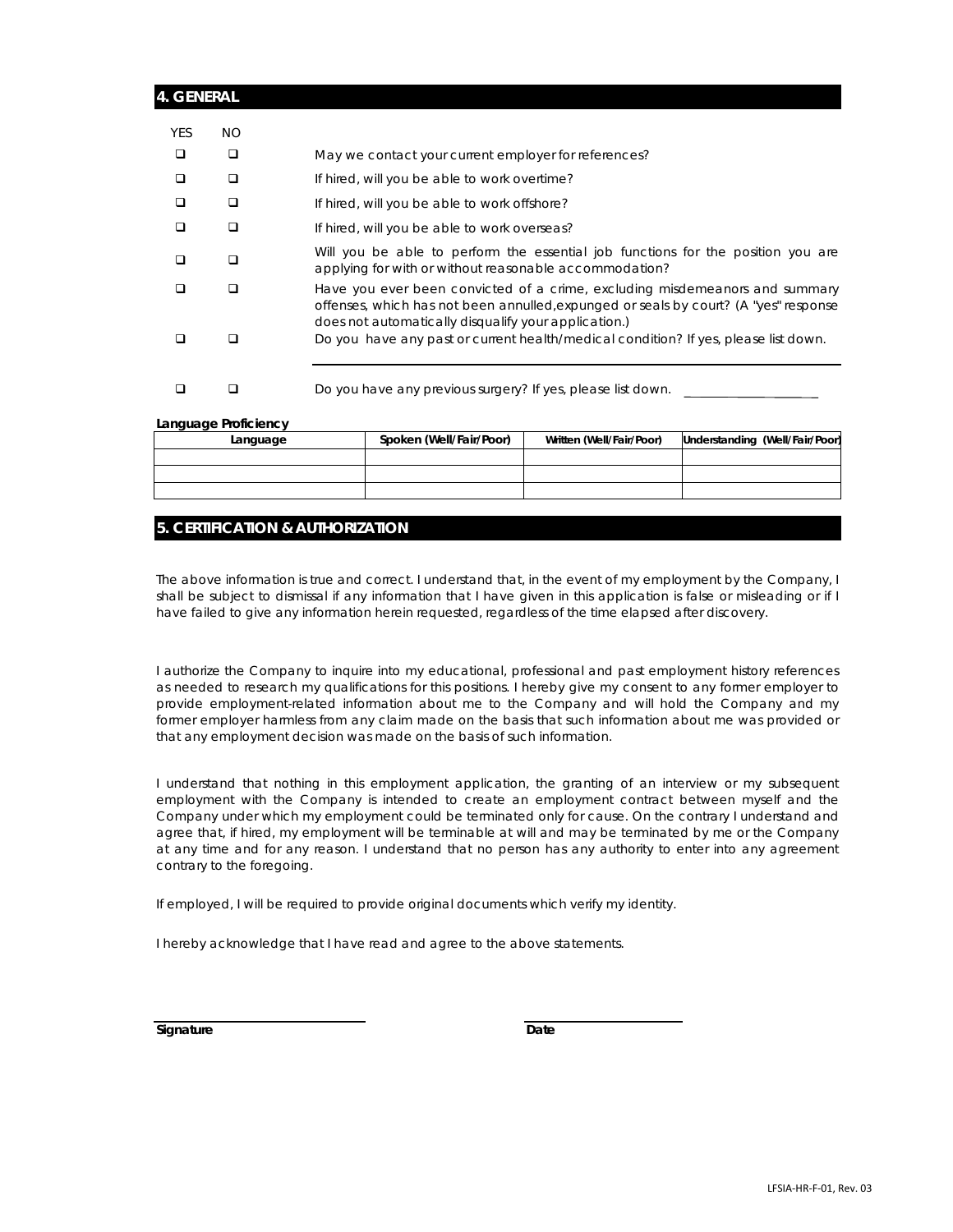## 4. GENERAL

| YES | NO | |
|---|---|---|
| ❑ | ❑ | May we contact your current employer for references? |
| ❑ | ❑ | If hired, will you be able to work overtime? |
| ❑ | ❑ | If hired, will you be able to work offshore? |
| ❑ | ❑ | If hired, will you be able to work overseas? |
| ❑ | ❑ | Will you be able to perform the essential job functions for the position you are applying for with or without reasonable accommodation? |
| ❑ | ❑ | Have you ever been convicted of a crime, excluding misdemeanors and summary offenses, which has not been annulled,expunged or seals by court? (A "yes" response does not automatically disqualify your application.) |
| ❑ | ❑ | Do you have any past or current health/medical condition? If yes, please list down. ____________________ |
| ❑ | ❑ | Do you have any previous surgery? If yes, please list down. ____________________ |

**Language Proficiency**

| Language | Spoken (Well/Fair/Poor) | Written (Well/Fair/Poor) | Understanding (Well/Fair/Poor) |
|---|---|---|---|
| | | | |
| | | | |
| | | | |

## 5. CERTIFICATION & AUTHORIZATION

The above information is true and correct. I understand that, in the event of my employment by the Company, I shall be subject to dismissal if any information that I have given in this application is false or misleading or if I have failed to give any information herein requested, regardless of the time elapsed after discovery.

I authorize the Company to inquire into my educational, professional and past employment history references as needed to research my qualifications for this positions. I hereby give my consent to any former employer to provide employment-related information about me to the Company and will hold the Company and my former employer harmless from any claim made on the basis that such information about me was provided or that any employment decision was made on the basis of such information.

I understand that nothing in this employment application, the granting of an interview or my subsequent employment with the Company is intended to create an employment contract between myself and the Company under which my employment could be terminated only for cause. On the contrary I understand and agree that, if hired, my employment will be terminable at will and may be terminated by me or the Company at any time and for any reason. I understand that no person has any authority to enter into any agreement contrary to the foregoing.

If employed, I will be required to provide original documents which verify my identity.

I hereby acknowledge that I have read and agree to the above statements.

______________________________ ______________________

**Signature** **Date**

LFSIA-HR-F-01, Rev. 03